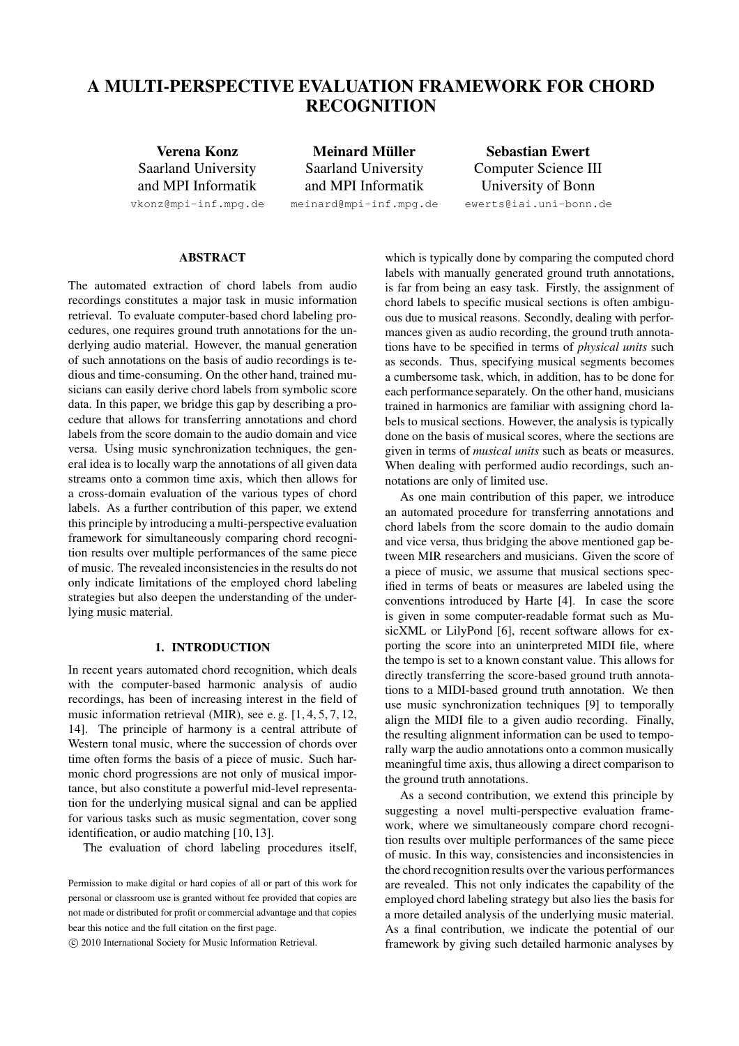# A MULTI-PERSPECTIVE EVALUATION FRAMEWORK FOR CHORD RECOGNITION

**Verena Konz**
Saarland University
and MPI Informatik
vkonz@mpi-inf.mpg.de

**Meinard Müller**
Saarland University
and MPI Informatik
meinard@mpi-inf.mpg.de

**Sebastian Ewert**
Computer Science III
University of Bonn
ewerts@iai.uni-bonn.de

## ABSTRACT

The automated extraction of chord labels from audio recordings constitutes a major task in music information retrieval. To evaluate computer-based chord labeling procedures, one requires ground truth annotations for the underlying audio material. However, the manual generation of such annotations on the basis of audio recordings is tedious and time-consuming. On the other hand, trained musicians can easily derive chord labels from symbolic score data. In this paper, we bridge this gap by describing a procedure that allows for transferring annotations and chord labels from the score domain to the audio domain and vice versa. Using music synchronization techniques, the general idea is to locally warp the annotations of all given data streams onto a common time axis, which then allows for a cross-domain evaluation of the various types of chord labels. As a further contribution of this paper, we extend this principle by introducing a multi-perspective evaluation framework for simultaneously comparing chord recognition results over multiple performances of the same piece of music. The revealed inconsistencies in the results do not only indicate limitations of the employed chord labeling strategies but also deepen the understanding of the underlying music material.

## 1. INTRODUCTION

In recent years automated chord recognition, which deals with the computer-based harmonic analysis of audio recordings, has been of increasing interest in the field of music information retrieval (MIR), see e. g. [1, 4, 5, 7, 12, 14]. The principle of harmony is a central attribute of Western tonal music, where the succession of chords over time often forms the basis of a piece of music. Such harmonic chord progressions are not only of musical importance, but also constitute a powerful mid-level representation for the underlying musical signal and can be applied for various tasks such as music segmentation, cover song identification, or audio matching [10, 13].

The evaluation of chord labeling procedures itself, which is typically done by comparing the computed chord labels with manually generated ground truth annotations, is far from being an easy task. Firstly, the assignment of chord labels to specific musical sections is often ambiguous due to musical reasons. Secondly, dealing with performances given as audio recording, the ground truth annotations have to be specified in terms of *physical units* such as seconds. Thus, specifying musical segments becomes a cumbersome task, which, in addition, has to be done for each performance separately. On the other hand, musicians trained in harmonics are familiar with assigning chord labels to musical sections. However, the analysis is typically done on the basis of musical scores, where the sections are given in terms of *musical units* such as beats or measures. When dealing with performed audio recordings, such annotations are only of limited use.

As one main contribution of this paper, we introduce an automated procedure for transferring annotations and chord labels from the score domain to the audio domain and vice versa, thus bridging the above mentioned gap between MIR researchers and musicians. Given the score of a piece of music, we assume that musical sections specified in terms of beats or measures are labeled using the conventions introduced by Harte [4]. In case the score is given in some computer-readable format such as MusicXML or LilyPond [6], recent software allows for exporting the score into an uninterpreted MIDI file, where the tempo is set to a known constant value. This allows for directly transferring the score-based ground truth annotations to a MIDI-based ground truth annotation. We then use music synchronization techniques [9] to temporally align the MIDI file to a given audio recording. Finally, the resulting alignment information can be used to temporally warp the audio annotations onto a common musically meaningful time axis, thus allowing a direct comparison to the ground truth annotations.

As a second contribution, we extend this principle by suggesting a novel multi-perspective evaluation framework, where we simultaneously compare chord recognition results over multiple performances of the same piece of music. In this way, consistencies and inconsistencies in the chord recognition results over the various performances are revealed. This not only indicates the capability of the employed chord labeling strategy but also lies the basis for a more detailed analysis of the underlying music material. As a final contribution, we indicate the potential of our framework by giving such detailed harmonic analyses by

Permission to make digital or hard copies of all or part of this work for personal or classroom use is granted without fee provided that copies are not made or distributed for profit or commercial advantage and that copies bear this notice and the full citation on the first page.

© 2010 International Society for Music Information Retrieval.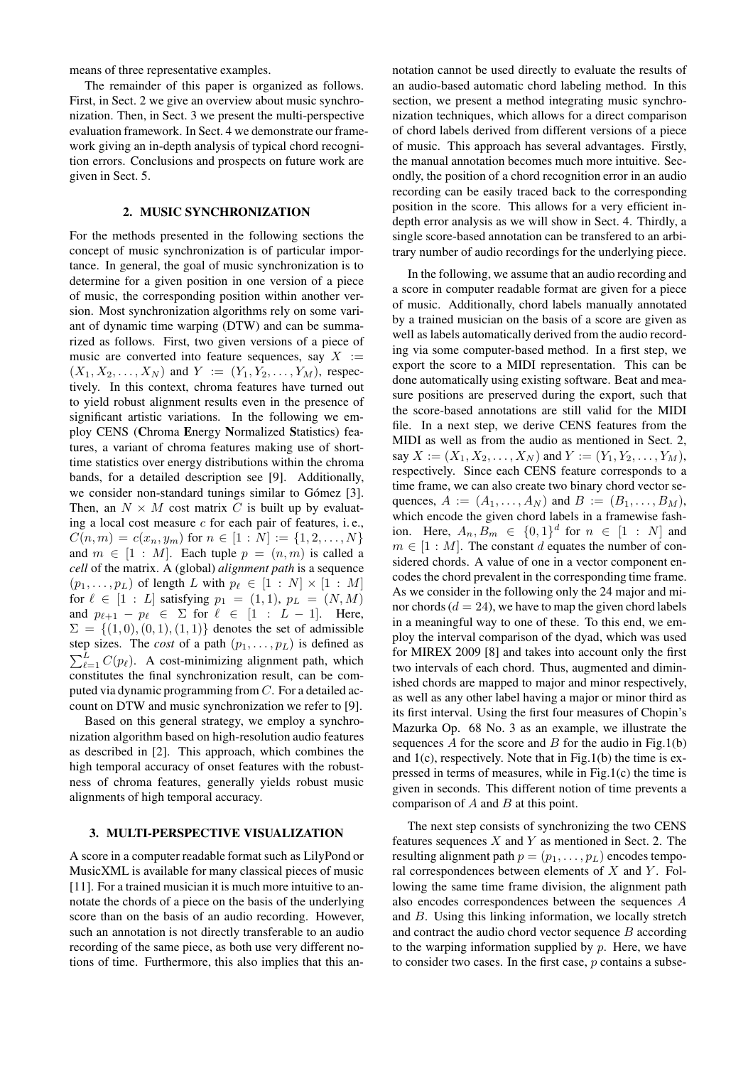means of three representative examples.

The remainder of this paper is organized as follows. First, in Sect. 2 we give an overview about music synchronization. Then, in Sect. 3 we present the multi-perspective evaluation framework. In Sect. 4 we demonstrate our framework giving an in-depth analysis of typical chord recognition errors. Conclusions and prospects on future work are given in Sect. 5.

## 2. MUSIC SYNCHRONIZATION

For the methods presented in the following sections the concept of music synchronization is of particular importance. In general, the goal of music synchronization is to determine for a given position in one version of a piece of music, the corresponding position within another version. Most synchronization algorithms rely on some variant of dynamic time warping (DTW) and can be summarized as follows. First, two given versions of a piece of music are converted into feature sequences, say $X := (X_1, X_2, \ldots, X_N)$ and $Y := (Y_1, Y_2, \ldots, Y_M)$, respectively. In this context, chroma features have turned out to yield robust alignment results even in the presence of significant artistic variations. In the following we employ CENS (**C**hroma **E**nergy **N**ormalized **S**tatistics) features, a variant of chroma features making use of short-time statistics over energy distributions within the chroma bands, for a detailed description see [9]. Additionally, we consider non-standard tunings similar to Gómez [3]. Then, an $N \times M$ cost matrix $C$ is built up by evaluating a local cost measure $c$ for each pair of features, i. e., $C(n,m) = c(x_n, y_m)$ for $n \in [1 : N] := \{1, 2, \ldots, N\}$ and $m \in [1 : M]$. Each tuple $p = (n, m)$ is called a *cell* of the matrix. A (global) *alignment path* is a sequence $(p_1, \ldots, p_L)$ of length $L$ with $p_\ell \in [1 : N] \times [1 : M]$ for $\ell \in [1 : L]$ satisfying $p_1 = (1,1)$, $p_L = (N, M)$ and $p_{\ell+1} - p_\ell \in \Sigma$ for $\ell \in [1 : L-1]$. Here, $\Sigma = \{(1,0), (0,1), (1,1)\}$ denotes the set of admissible step sizes. The *cost* of a path $(p_1, \ldots, p_L)$ is defined as $\sum_{\ell=1}^{L} C(p_\ell)$. A cost-minimizing alignment path, which constitutes the final synchronization result, can be computed via dynamic programming from $C$. For a detailed account on DTW and music synchronization we refer to [9].

Based on this general strategy, we employ a synchronization algorithm based on high-resolution audio features as described in [2]. This approach, which combines the high temporal accuracy of onset features with the robustness of chroma features, generally yields robust music alignments of high temporal accuracy.

## 3. MULTI-PERSPECTIVE VISUALIZATION

A score in a computer readable format such as LilyPond or MusicXML is available for many classical pieces of music [11]. For a trained musician it is much more intuitive to annotate the chords of a piece on the basis of the underlying score than on the basis of an audio recording. However, such an annotation is not directly transferable to an audio recording of the same piece, as both use very different notions of time. Furthermore, this also implies that this annotation cannot be used directly to evaluate the results of an audio-based automatic chord labeling method. In this section, we present a method integrating music synchronization techniques, which allows for a direct comparison of chord labels derived from different versions of a piece of music. This approach has several advantages. Firstly, the manual annotation becomes much more intuitive. Secondly, the position of a chord recognition error in an audio recording can be easily traced back to the corresponding position in the score. This allows for a very efficient in-depth error analysis as we will show in Sect. 4. Thirdly, a single score-based annotation can be transfered to an arbitrary number of audio recordings for the underlying piece.

In the following, we assume that an audio recording and a score in computer readable format are given for a piece of music. Additionally, chord labels manually annotated by a trained musician on the basis of a score are given as well as labels automatically derived from the audio recording via some computer-based method. In a first step, we export the score to a MIDI representation. This can be done automatically using existing software. Beat and measure positions are preserved during the export, such that the score-based annotations are still valid for the MIDI file. In a next step, we derive CENS features from the MIDI as well as from the audio as mentioned in Sect. 2, say $X := (X_1, X_2, \ldots, X_N)$ and $Y := (Y_1, Y_2, \ldots, Y_M)$, respectively. Since each CENS feature corresponds to a time frame, we can also create two binary chord vector sequences, $A := (A_1, \ldots, A_N)$ and $B := (B_1, \ldots, B_M)$, which encode the given chord labels in a framewise fashion. Here, $A_n, B_m \in \{0,1\}^d$ for $n \in [1 : N]$ and $m \in [1 : M]$. The constant $d$ equates the number of considered chords. A value of one in a vector component encodes the chord prevalent in the corresponding time frame. As we consider in the following only the 24 major and minor chords ($d = 24$), we have to map the given chord labels in a meaningful way to one of these. To this end, we employ the interval comparison of the dyad, which was used for MIREX 2009 [8] and takes into account only the first two intervals of each chord. Thus, augmented and diminished chords are mapped to major and minor respectively, as well as any other label having a major or minor third as its first interval. Using the first four measures of Chopin's Mazurka Op. 68 No. 3 as an example, we illustrate the sequences $A$ for the score and $B$ for the audio in Fig.1(b) and 1(c), respectively. Note that in Fig.1(b) the time is expressed in terms of measures, while in Fig.1(c) the time is given in seconds. This different notion of time prevents a comparison of $A$ and $B$ at this point.

The next step consists of synchronizing the two CENS features sequences $X$ and $Y$ as mentioned in Sect. 2. The resulting alignment path $p = (p_1, \ldots, p_L)$ encodes temporal correspondences between elements of $X$ and $Y$. Following the same time frame division, the alignment path also encodes correspondences between the sequences $A$ and $B$. Using this linking information, we locally stretch and contract the audio chord vector sequence $B$ according to the warping information supplied by $p$. Here, we have to consider two cases. In the first case, $p$ contains a subse-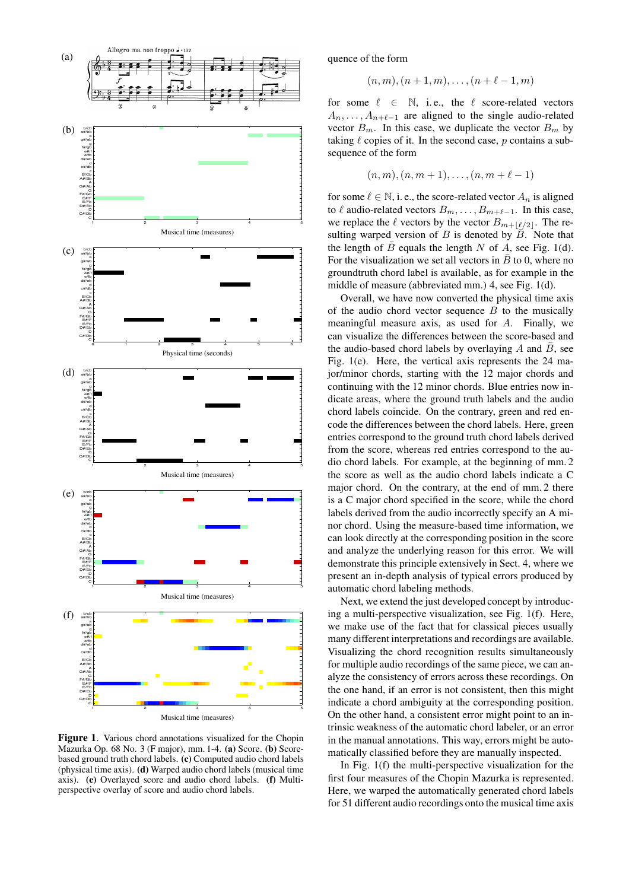Figure 1. Various chord annotations visualized for the Chopin Mazurka Op. 68 No. 3 (F major), mm. 1-4. **(a)** Score. **(b)** Score-based ground truth chord labels. **(c)** Computed audio chord labels (physical time axis). **(d)** Warped audio chord labels (musical time axis). **(e)** Overlayed score and audio chord labels. **(f)** Multi-perspective overlay of score and audio chord labels.

quence of the form

$$(n, m), (n + 1, m), \ldots, (n + \ell - 1, m)$$

for some $\ell \in \mathbb{N}$, i. e., the $\ell$ score-related vectors $A_n, \ldots, A_{n+\ell-1}$ are aligned to the single audio-related vector $B_m$. In this case, we duplicate the vector $B_m$ by taking $\ell$ copies of it. In the second case, $p$ contains a subsequence of the form

$$(n, m), (n, m + 1), \ldots, (n, m + \ell - 1)$$

for some $\ell \in \mathbb{N}$, i. e., the score-related vector $A_n$ is aligned to $\ell$ audio-related vectors $B_m, \ldots, B_{m+\ell-1}$. In this case, we replace the $\ell$ vectors by the vector $B_{m+\lfloor \ell/2 \rfloor}$. The resulting warped version of $B$ is denoted by $\bar{B}$. Note that the length of $\bar{B}$ equals the length $N$ of $A$, see Fig. 1(d). For the visualization we set all vectors in $\bar{B}$ to 0, where no groundtruth chord label is available, as for example in the middle of measure (abbreviated mm.) 4, see Fig. 1(d).

Overall, we have now converted the physical time axis of the audio chord vector sequence $B$ to the musically meaningful measure axis, as used for $A$. Finally, we can visualize the differences between the score-based and the audio-based chord labels by overlaying $A$ and $\bar{B}$, see Fig. 1(e). Here, the vertical axis represents the 24 major/minor chords, starting with the 12 major chords and continuing with the 12 minor chords. Blue entries now indicate areas, where the ground truth labels and the audio chord labels coincide. On the contrary, green and red entries encode the differences between the chord labels. Here, green entries correspond to the ground truth chord labels derived from the score, whereas red entries correspond to the audio chord labels. For example, at the beginning of mm. 2 the score as well as the audio chord labels indicate a C major chord. On the contrary, at the end of mm. 2 there is a C major chord specified in the score, while the chord labels derived from the audio incorrectly specify an A minor chord. Using the measure-based time information, we can look directly at the corresponding position in the score and analyze the underlying reason for this error. We will demonstrate this principle extensively in Sect. 4, where we present an in-depth analysis of typical errors produced by automatic chord labeling methods.

Next, we extend the just developed concept by introducing a multi-perspective visualization, see Fig. 1(f). Here, we make use of the fact that for classical pieces usually many different interpretations and recordings are available. Visualizing the chord recognition results simultaneously for multiple audio recordings of the same piece, we can analyze the consistency of errors across these recordings. On the one hand, if an error is not consistent, then this might indicate a chord ambiguity at the corresponding position. On the other hand, a consistent error might point to an intrinsic weakness of the automatic chord labeler, or an error in the manual annotations. This way, errors might be automatically classified before they are manually inspected.

In Fig. 1(f) the multi-perspective visualization for the first four measures of the Chopin Mazurka is represented. Here, we warped the automatically generated chord labels for 51 different audio recordings onto the musical time axis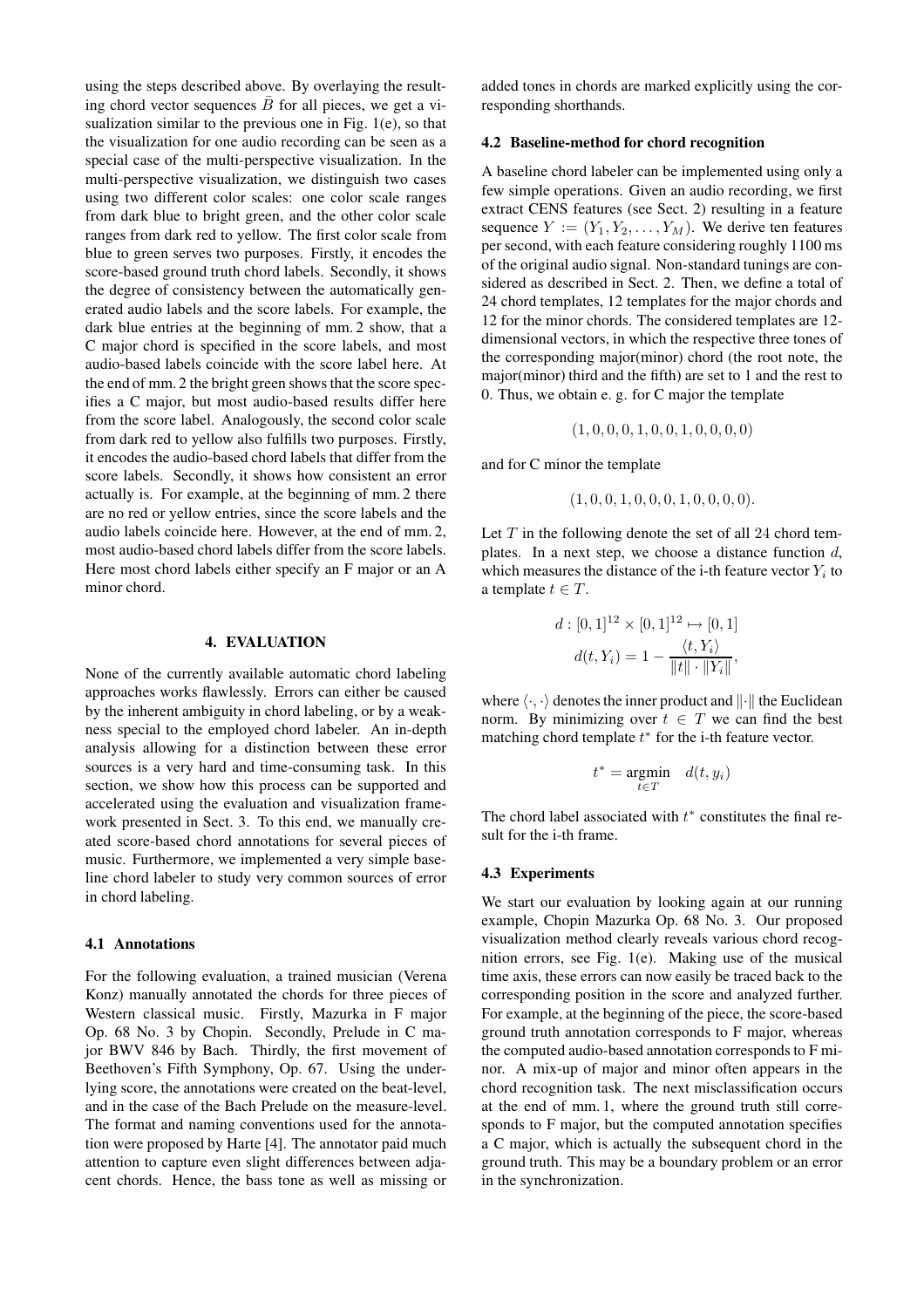using the steps described above. By overlaying the resulting chord vector sequences $\bar{B}$ for all pieces, we get a visualization similar to the previous one in Fig. 1(e), so that the visualization for one audio recording can be seen as a special case of the multi-perspective visualization. In the multi-perspective visualization, we distinguish two cases using two different color scales: one color scale ranges from dark blue to bright green, and the other color scale ranges from dark red to yellow. The first color scale from blue to green serves two purposes. Firstly, it encodes the score-based ground truth chord labels. Secondly, it shows the degree of consistency between the automatically generated audio labels and the score labels. For example, the dark blue entries at the beginning of mm. 2 show, that a C major chord is specified in the score labels, and most audio-based labels coincide with the score label here. At the end of mm. 2 the bright green shows that the score specifies a C major, but most audio-based results differ here from the score label. Analogously, the second color scale from dark red to yellow also fulfills two purposes. Firstly, it encodes the audio-based chord labels that differ from the score labels. Secondly, it shows how consistent an error actually is. For example, at the beginning of mm. 2 there are no red or yellow entries, since the score labels and the audio labels coincide here. However, at the end of mm. 2, most audio-based chord labels differ from the score labels. Here most chord labels either specify an F major or an A minor chord.

## 4. EVALUATION

None of the currently available automatic chord labeling approaches works flawlessly. Errors can either be caused by the inherent ambiguity in chord labeling, or by a weakness special to the employed chord labeler. An in-depth analysis allowing for a distinction between these error sources is a very hard and time-consuming task. In this section, we show how this process can be supported and accelerated using the evaluation and visualization framework presented in Sect. 3. To this end, we manually created score-based chord annotations for several pieces of music. Furthermore, we implemented a very simple baseline chord labeler to study very common sources of error in chord labeling.

### 4.1 Annotations

For the following evaluation, a trained musician (Verena Konz) manually annotated the chords for three pieces of Western classical music. Firstly, Mazurka in F major Op. 68 No. 3 by Chopin. Secondly, Prelude in C major BWV 846 by Bach. Thirdly, the first movement of Beethoven's Fifth Symphony, Op. 67. Using the underlying score, the annotations were created on the beat-level, and in the case of the Bach Prelude on the measure-level. The format and naming conventions used for the annotation were proposed by Harte [4]. The annotator paid much attention to capture even slight differences between adjacent chords. Hence, the bass tone as well as missing or added tones in chords are marked explicitly using the corresponding shorthands.

### 4.2 Baseline-method for chord recognition

A baseline chord labeler can be implemented using only a few simple operations. Given an audio recording, we first extract CENS features (see Sect. 2) resulting in a feature sequence $Y := (Y_1, Y_2, \ldots, Y_M)$. We derive ten features per second, with each feature considering roughly 1100 ms of the original audio signal. Non-standard tunings are considered as described in Sect. 2. Then, we define a total of 24 chord templates, 12 templates for the major chords and 12 for the minor chords. The considered templates are 12-dimensional vectors, in which the respective three tones of the corresponding major(minor) chord (the root note, the major(minor) third and the fifth) are set to 1 and the rest to 0. Thus, we obtain e. g. for C major the template

$$(1, 0, 0, 0, 1, 0, 0, 1, 0, 0, 0, 0)$$

and for C minor the template

$$(1, 0, 0, 1, 0, 0, 0, 1, 0, 0, 0, 0).$$

Let $T$ in the following denote the set of all 24 chord templates. In a next step, we choose a distance function $d$, which measures the distance of the i-th feature vector $Y_i$ to a template $t \in T$.

$$d : [0, 1]^{12} \times [0, 1]^{12} \mapsto [0, 1]$$
$$d(t, Y_i) = 1 - \frac{\langle t, Y_i \rangle}{\|t\| \cdot \|Y_i\|},$$

where $\langle \cdot, \cdot \rangle$ denotes the inner product and $\|\cdot\|$ the Euclidean norm. By minimizing over $t \in T$ we can find the best matching chord template $t^*$ for the i-th feature vector.

$$t^* = \underset{t \in T}{\operatorname{argmin}} \quad d(t, y_i)$$

The chord label associated with $t^*$ constitutes the final result for the i-th frame.

### 4.3 Experiments

We start our evaluation by looking again at our running example, Chopin Mazurka Op. 68 No. 3. Our proposed visualization method clearly reveals various chord recognition errors, see Fig. 1(e). Making use of the musical time axis, these errors can now easily be traced back to the corresponding position in the score and analyzed further. For example, at the beginning of the piece, the score-based ground truth annotation corresponds to F major, whereas the computed audio-based annotation corresponds to F minor. A mix-up of major and minor often appears in the chord recognition task. The next misclassification occurs at the end of mm. 1, where the ground truth still corresponds to F major, but the computed annotation specifies a C major, which is actually the subsequent chord in the ground truth. This may be a boundary problem or an error in the synchronization.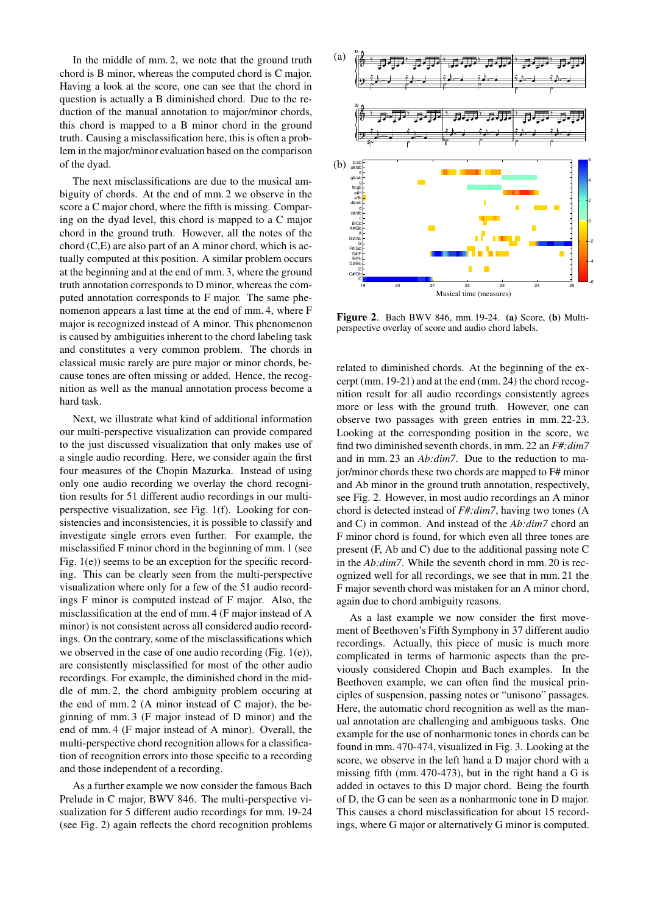In the middle of mm. 2, we note that the ground truth chord is B minor, whereas the computed chord is C major. Having a look at the score, one can see that the chord in question is actually a B diminished chord. Due to the reduction of the manual annotation to major/minor chords, this chord is mapped to a B minor chord in the ground truth. Causing a misclassification here, this is often a problem in the major/minor evaluation based on the comparison of the dyad.

The next misclassifications are due to the musical ambiguity of chords. At the end of mm. 2 we observe in the score a C major chord, where the fifth is missing. Comparing on the dyad level, this chord is mapped to a C major chord in the ground truth. However, all the notes of the chord (C,E) are also part of an A minor chord, which is actually computed at this position. A similar problem occurs at the beginning and at the end of mm. 3, where the ground truth annotation corresponds to D minor, whereas the computed annotation corresponds to F major. The same phenomenon appears a last time at the end of mm. 4, where F major is recognized instead of A minor. This phenomenon is caused by ambiguities inherent to the chord labeling task and constitutes a very common problem. The chords in classical music rarely are pure major or minor chords, because tones are often missing or added. Hence, the recognition as well as the manual annotation process become a hard task.

Next, we illustrate what kind of additional information our multi-perspective visualization can provide compared to the just discussed visualization that only makes use of a single audio recording. Here, we consider again the first four measures of the Chopin Mazurka. Instead of using only one audio recording we overlay the chord recognition results for 51 different audio recordings in our multi-perspective visualization, see Fig. 1(f). Looking for consistencies and inconsistencies, it is possible to classify and investigate single errors even further. For example, the misclassified F minor chord in the beginning of mm. 1 (see Fig. 1(e)) seems to be an exception for the specific recording. This can be clearly seen from the multi-perspective visualization where only for a few of the 51 audio recordings F minor is computed instead of F major. Also, the misclassification at the end of mm. 4 (F major instead of A minor) is not consistent across all considered audio recordings. On the contrary, some of the misclassifications which we observed in the case of one audio recording (Fig. 1(e)), are consistently misclassified for most of the other audio recordings. For example, the diminished chord in the middle of mm. 2, the chord ambiguity problem occuring at the end of mm. 2 (A minor instead of C major), the beginning of mm. 3 (F major instead of D minor) and the end of mm. 4 (F major instead of A minor). Overall, the multi-perspective chord recognition allows for a classification of recognition errors into those specific to a recording and those independent of a recording.

As a further example we now consider the famous Bach Prelude in C major, BWV 846. The multi-perspective visualization for 5 different audio recordings for mm. 19-24 (see Fig. 2) again reflects the chord recognition problems related to diminished chords. At the beginning of the excerpt (mm. 19-21) and at the end (mm. 24) the chord recognition result for all audio recordings consistently agrees more or less with the ground truth. However, one can observe two passages with green entries in mm. 22-23. Looking at the corresponding position in the score, we find two diminished seventh chords, in mm. 22 an *F#:dim7* and in mm. 23 an *Ab:dim7*. Due to the reduction to major/minor chords these two chords are mapped to F# minor and Ab minor in the ground truth annotation, respectively, see Fig. 2. However, in most audio recordings an A minor chord is detected instead of *F#:dim7*, having two tones (A and C) in common. And instead of the *Ab:dim7* chord an F minor chord is found, for which even all three tones are present (F, Ab and C) due to the additional passing note C in the *Ab:dim7*. While the seventh chord in mm. 20 is recognized well for all recordings, we see that in mm. 21 the F major seventh chord was mistaken for an A minor chord, again due to chord ambiguity reasons.

As a last example we now consider the first movement of Beethoven's Fifth Symphony in 37 different audio recordings. Actually, this piece of music is much more complicated in terms of harmonic aspects than the previously considered Chopin and Bach examples. In the Beethoven example, we can often find the musical principles of suspension, passing notes or "unisono" passages. Here, the automatic chord recognition as well as the manual annotation are challenging and ambiguous tasks. One example for the use of nonharmonic tones in chords can be found in mm. 470-474, visualized in Fig. 3. Looking at the score, we observe in the left hand a D major chord with a missing fifth (mm. 470-473), but in the right hand a G is added in octaves to this D major chord. Being the fourth of D, the G can be seen as a nonharmonic tone in D major. This causes a chord misclassification for about 15 recordings, where G major or alternatively G minor is computed.

**Figure 2**. Bach BWV 846, mm. 19-24. **(a)** Score, **(b)** Multi-perspective overlay of score and audio chord labels.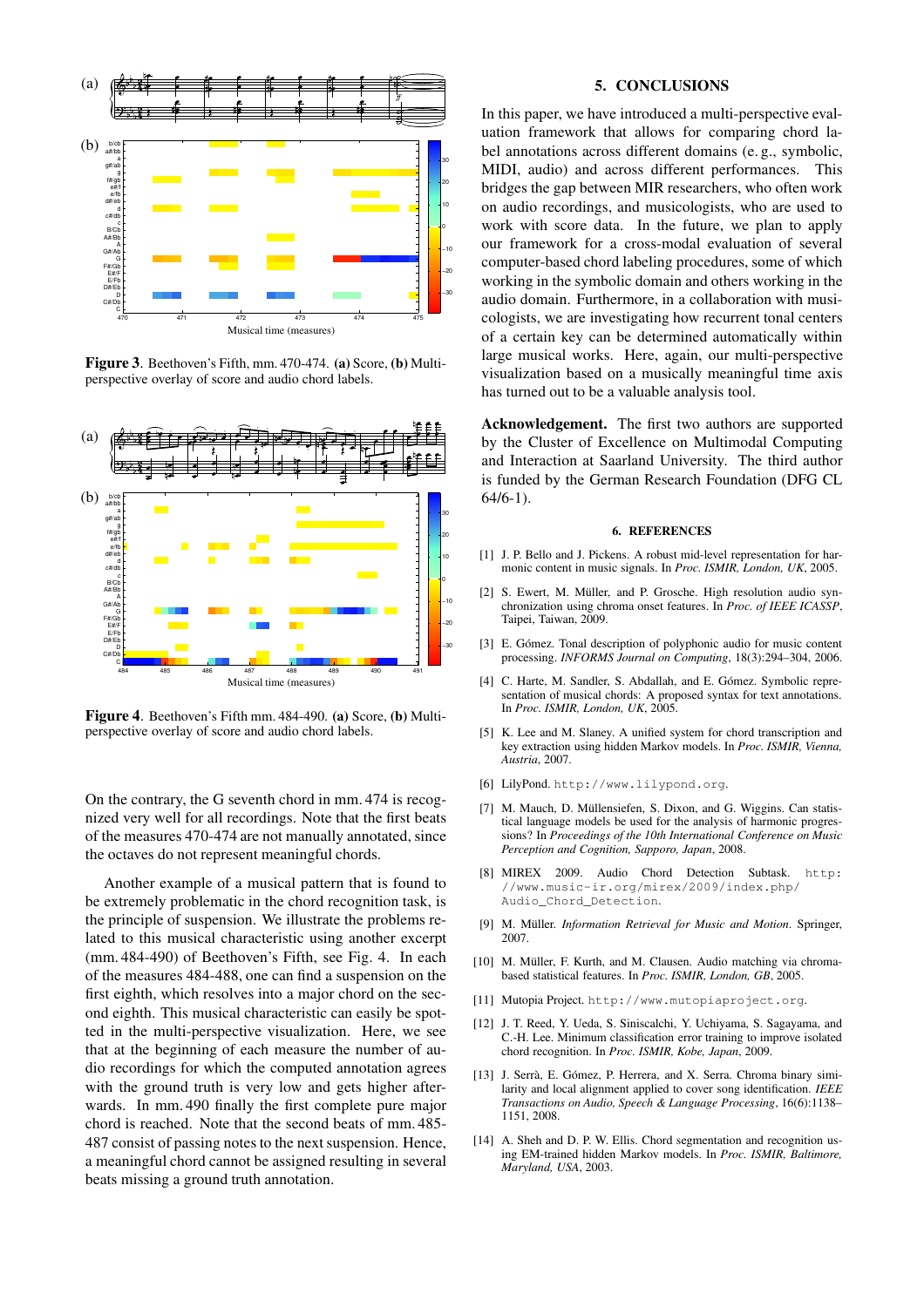(a)

(b)

b/cb
a#/bb
a
g#/ab
g
f#/gb
e#/f
e/fb
d#/eb
d
c#/db
c
B/Cb
A#/Bb
A
G#/Ab
G
F#/Gb
E#/F
E/Fb
D#/Eb
D
C#/Db
C

470 471 472 473 474 475

Musical time (measures)

30
20
10
0
−10
−20
−30

**Figure 3**. Beethoven's Fifth, mm. 470-474. **(a)** Score, **(b)** Multi-perspective overlay of score and audio chord labels.

(a)

(b)

b/cb
a#/bb
a
g#/ab
g
f#/gb
e#/f
e/fb
d#/eb
d
c#/db
c
B/Cb
A#/Bb
A
G#/Ab
G
F#/Gb
E#/F
E/Fb
D#/Eb
D
C#/Db
C

484 485 486 487 488 489 490 491

Musical time (measures)

30
20
10
0
−10
−20
−30

**Figure 4**. Beethoven's Fifth mm. 484-490. **(a)** Score, **(b)** Multi-perspective overlay of score and audio chord labels.

On the contrary, the G seventh chord in mm. 474 is recognized very well for all recordings. Note that the first beats of the measures 470-474 are not manually annotated, since the octaves do not represent meaningful chords.

Another example of a musical pattern that is found to be extremely problematic in the chord recognition task, is the principle of suspension. We illustrate the problems related to this musical characteristic using another excerpt (mm. 484-490) of Beethoven's Fifth, see Fig. 4. In each of the measures 484-488, one can find a suspension on the first eighth, which resolves into a major chord on the second eighth. This musical characteristic can easily be spotted in the multi-perspective visualization. Here, we see that at the beginning of each measure the number of audio recordings for which the computed annotation agrees with the ground truth is very low and gets higher afterwards. In mm. 490 finally the first complete pure major chord is reached. Note that the second beats of mm. 485-487 consist of passing notes to the next suspension. Hence, a meaningful chord cannot be assigned resulting in several beats missing a ground truth annotation.

## 5. CONCLUSIONS

In this paper, we have introduced a multi-perspective evaluation framework that allows for comparing chord label annotations across different domains (e. g., symbolic, MIDI, audio) and across different performances. This bridges the gap between MIR researchers, who often work on audio recordings, and musicologists, who are used to work with score data. In the future, we plan to apply our framework for a cross-modal evaluation of several computer-based chord labeling procedures, some of which working in the symbolic domain and others working in the audio domain. Furthermore, in a collaboration with musicologists, we are investigating how recurrent tonal centers of a certain key can be determined automatically within large musical works. Here, again, our multi-perspective visualization based on a musically meaningful time axis has turned out to be a valuable analysis tool.

**Acknowledgement.** The first two authors are supported by the Cluster of Excellence on Multimodal Computing and Interaction at Saarland University. The third author is funded by the German Research Foundation (DFG CL 64/6-1).

## 6. REFERENCES

[1] J. P. Bello and J. Pickens. A robust mid-level representation for harmonic content in music signals. In *Proc. ISMIR, London, UK*, 2005.

[2] S. Ewert, M. Müller, and P. Grosche. High resolution audio synchronization using chroma onset features. In *Proc. of IEEE ICASSP*, Taipei, Taiwan, 2009.

[3] E. Gómez. Tonal description of polyphonic audio for music content processing. *INFORMS Journal on Computing*, 18(3):294–304, 2006.

[4] C. Harte, M. Sandler, S. Abdallah, and E. Gómez. Symbolic representation of musical chords: A proposed syntax for text annotations. In *Proc. ISMIR, London, UK*, 2005.

[5] K. Lee and M. Slaney. A unified system for chord transcription and key extraction using hidden Markov models. In *Proc. ISMIR, Vienna, Austria*, 2007.

[6] LilyPond. http://www.lilypond.org.

[7] M. Mauch, D. Müllensiefen, S. Dixon, and G. Wiggins. Can statistical language models be used for the analysis of harmonic progressions? In *Proceedings of the 10th International Conference on Music Perception and Cognition, Sapporo, Japan*, 2008.

[8] MIREX 2009. Audio Chord Detection Subtask. http://www.music-ir.org/mirex/2009/index.php/Audio_Chord_Detection.

[9] M. Müller. *Information Retrieval for Music and Motion*. Springer, 2007.

[10] M. Müller, F. Kurth, and M. Clausen. Audio matching via chroma-based statistical features. In *Proc. ISMIR, London, GB*, 2005.

[11] Mutopia Project. http://www.mutopiaproject.org.

[12] J. T. Reed, Y. Ueda, S. Siniscalchi, Y. Uchiyama, S. Sagayama, and C.-H. Lee. Minimum classification error training to improve isolated chord recognition. In *Proc. ISMIR, Kobe, Japan*, 2009.

[13] J. Serrà, E. Gómez, P. Herrera, and X. Serra. Chroma binary similarity and local alignment applied to cover song identification. *IEEE Transactions on Audio, Speech & Language Processing*, 16(6):1138–1151, 2008.

[14] A. Sheh and D. P. W. Ellis. Chord segmentation and recognition using EM-trained hidden Markov models. In *Proc. ISMIR, Baltimore, Maryland, USA*, 2003.